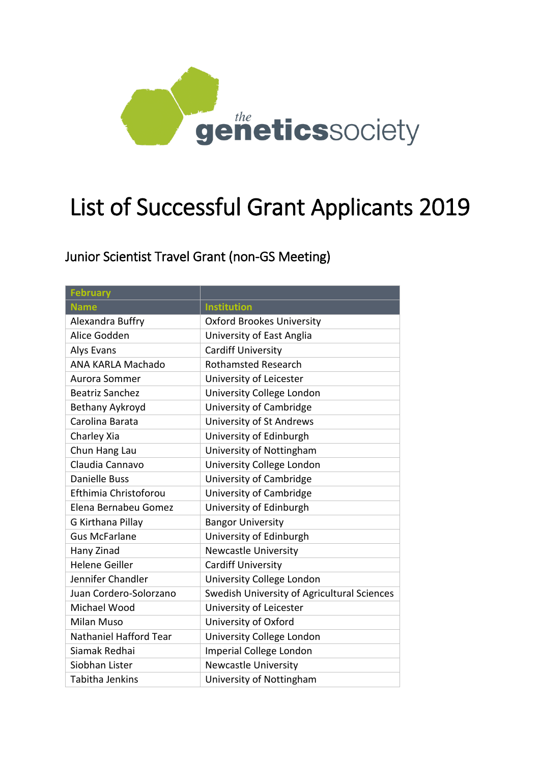the geneticssociety

# List of Successful Grant Applicants 2019

## Junior Scientist Travel Grant (non-GS Meeting)

| February | |
|---|---|
| **Name** | **Institution** |
| Alexandra Buffry | Oxford Brookes University |
| Alice Godden | University of East Anglia |
| Alys Evans | Cardiff University |
| ANA KARLA Machado | Rothamsted Research |
| Aurora Sommer | University of Leicester |
| Beatriz Sanchez | University College London |
| Bethany Aykroyd | University of Cambridge |
| Carolina Barata | University of St Andrews |
| Charley Xia | University of Edinburgh |
| Chun Hang Lau | University of Nottingham |
| Claudia Cannavo | University College London |
| Danielle Buss | University of Cambridge |
| Efthimia Christoforou | University of Cambridge |
| Elena Bernabeu Gomez | University of Edinburgh |
| G Kirthana Pillay | Bangor University |
| Gus McFarlane | University of Edinburgh |
| Hany Zinad | Newcastle University |
| Helene Geiller | Cardiff University |
| Jennifer Chandler | University College London |
| Juan Cordero-Solorzano | Swedish University of Agricultural Sciences |
| Michael Wood | University of Leicester |
| Milan Muso | University of Oxford |
| Nathaniel Hafford Tear | University College London |
| Siamak Redhai | Imperial College London |
| Siobhan Lister | Newcastle University |
| Tabitha Jenkins | University of Nottingham |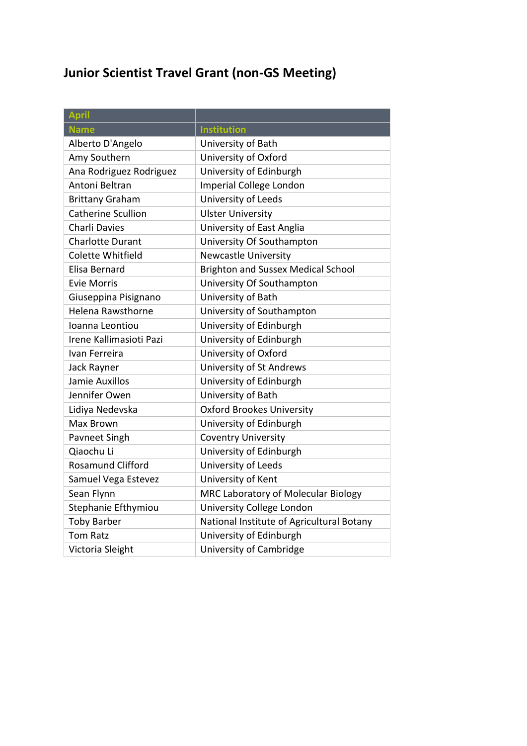## Junior Scientist Travel Grant (non-GS Meeting)

| April | |
|---|---|
| **Name** | **Institution** |
| Alberto D'Angelo | University of Bath |
| Amy Southern | University of Oxford |
| Ana Rodriguez Rodriguez | University of Edinburgh |
| Antoni Beltran | Imperial College London |
| Brittany Graham | University of Leeds |
| Catherine Scullion | Ulster University |
| Charli Davies | University of East Anglia |
| Charlotte Durant | University Of Southampton |
| Colette Whitfield | Newcastle University |
| Elisa Bernard | Brighton and Sussex Medical School |
| Evie Morris | University Of Southampton |
| Giuseppina Pisignano | University of Bath |
| Helena Rawsthorne | University of Southampton |
| Ioanna Leontiou | University of Edinburgh |
| Irene Kallimasioti Pazi | University of Edinburgh |
| Ivan Ferreira | University of Oxford |
| Jack Rayner | University of St Andrews |
| Jamie Auxillos | University of Edinburgh |
| Jennifer Owen | University of Bath |
| Lidiya Nedevska | Oxford Brookes University |
| Max Brown | University of Edinburgh |
| Pavneet Singh | Coventry University |
| Qiaochu Li | University of Edinburgh |
| Rosamund Clifford | University of Leeds |
| Samuel Vega Estevez | University of Kent |
| Sean Flynn | MRC Laboratory of Molecular Biology |
| Stephanie Efthymiou | University College London |
| Toby Barber | National Institute of Agricultural Botany |
| Tom Ratz | University of Edinburgh |
| Victoria Sleight | University of Cambridge |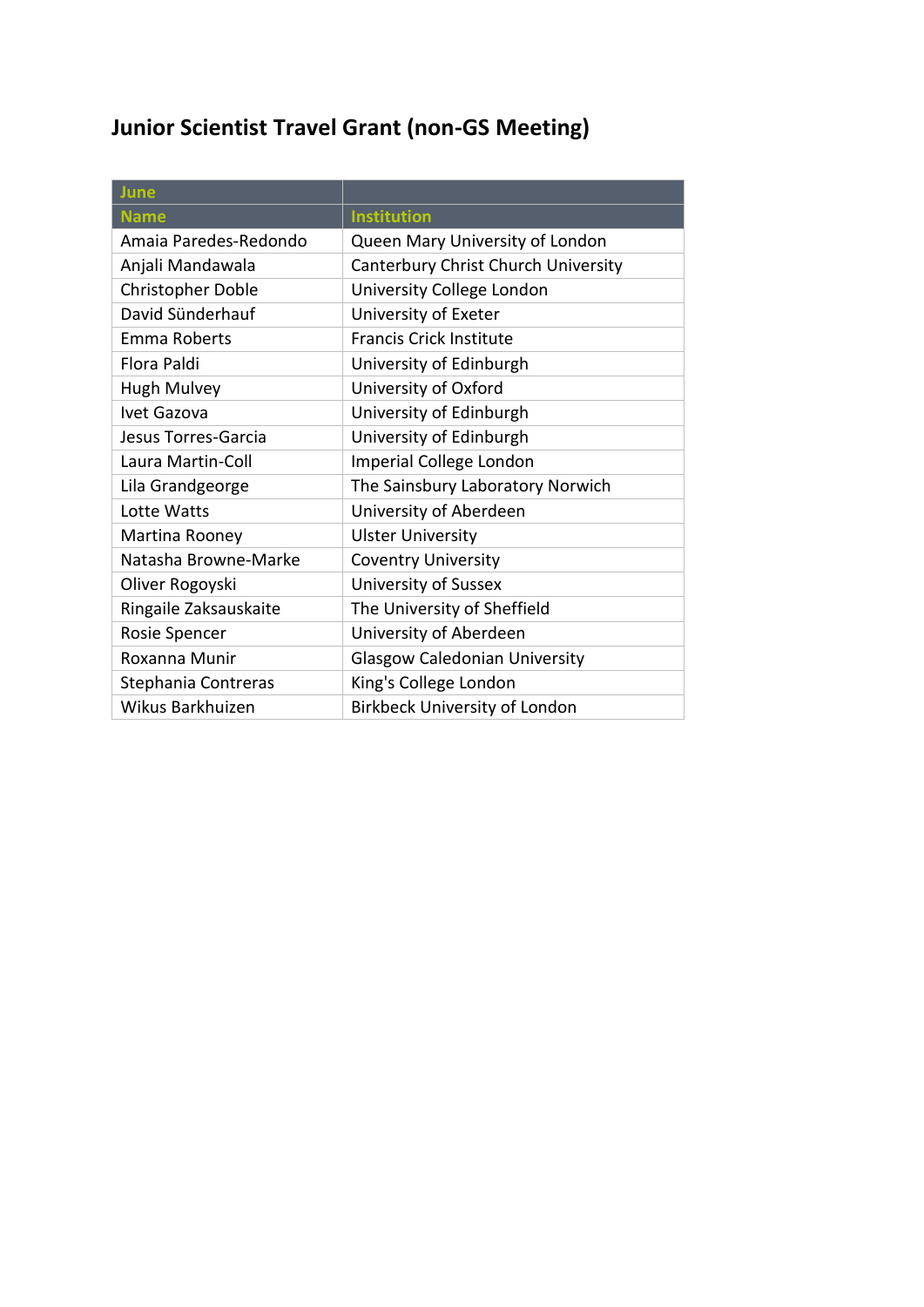# Junior Scientist Travel Grant (non-GS Meeting)

| June | |
|---|---|
| **Name** | **Institution** |
| Amaia Paredes-Redondo | Queen Mary University of London |
| Anjali Mandawala | Canterbury Christ Church University |
| Christopher Doble | University College London |
| David Sünderhauf | University of Exeter |
| Emma Roberts | Francis Crick Institute |
| Flora Paldi | University of Edinburgh |
| Hugh Mulvey | University of Oxford |
| Ivet Gazova | University of Edinburgh |
| Jesus Torres-Garcia | University of Edinburgh |
| Laura Martin-Coll | Imperial College London |
| Lila Grandgeorge | The Sainsbury Laboratory Norwich |
| Lotte Watts | University of Aberdeen |
| Martina Rooney | Ulster University |
| Natasha Browne-Marke | Coventry University |
| Oliver Rogoyski | University of Sussex |
| Ringaile Zaksauskaite | The University of Sheffield |
| Rosie Spencer | University of Aberdeen |
| Roxanna Munir | Glasgow Caledonian University |
| Stephania Contreras | King's College London |
| Wikus Barkhuizen | Birkbeck University of London |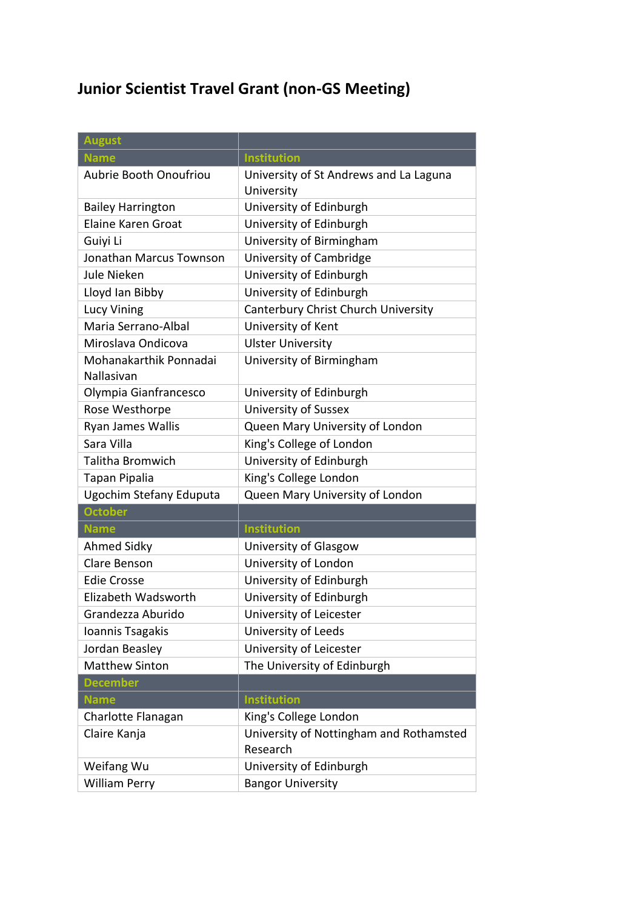## Junior Scientist Travel Grant (non-GS Meeting)

| August | |
|---|---|
| **Name** | **Institution** |
| Aubrie Booth Onoufriou | University of St Andrews and La Laguna University |
| Bailey Harrington | University of Edinburgh |
| Elaine Karen Groat | University of Edinburgh |
| Guiyi Li | University of Birmingham |
| Jonathan Marcus Townson | University of Cambridge |
| Jule Nieken | University of Edinburgh |
| Lloyd Ian Bibby | University of Edinburgh |
| Lucy Vining | Canterbury Christ Church University |
| Maria Serrano-Albal | University of Kent |
| Miroslava Ondicova | Ulster University |
| Mohanakarthik Ponnadai Nallasivan | University of Birmingham |
| Olympia Gianfrancesco | University of Edinburgh |
| Rose Westhorpe | University of Sussex |
| Ryan James Wallis | Queen Mary University of London |
| Sara Villa | King's College of London |
| Talitha Bromwich | University of Edinburgh |
| Tapan Pipalia | King's College London |
| Ugochim Stefany Eduputa | Queen Mary University of London |
| **October** | |
| **Name** | **Institution** |
| Ahmed Sidky | University of Glasgow |
| Clare Benson | University of London |
| Edie Crosse | University of Edinburgh |
| Elizabeth Wadsworth | University of Edinburgh |
| Grandezza Aburido | University of Leicester |
| Ioannis Tsagakis | University of Leeds |
| Jordan Beasley | University of Leicester |
| Matthew Sinton | The University of Edinburgh |
| **December** | |
| **Name** | **Institution** |
| Charlotte Flanagan | King's College London |
| Claire Kanja | University of Nottingham and Rothamsted Research |
| Weifang Wu | University of Edinburgh |
| William Perry | Bangor University |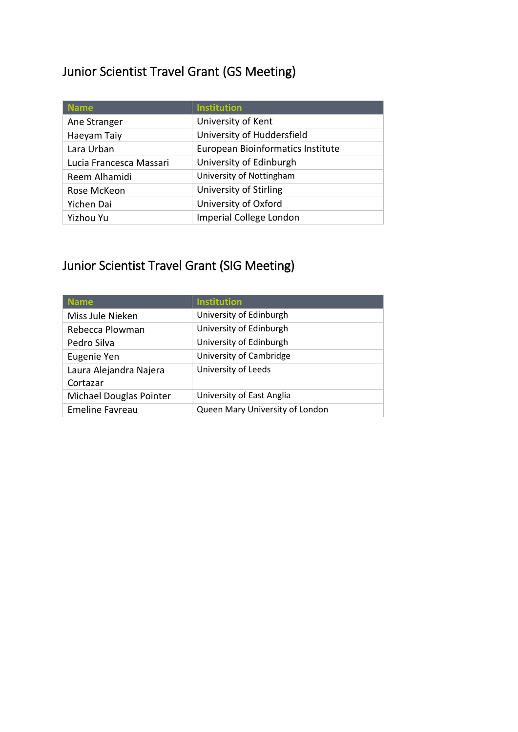## Junior Scientist Travel Grant (GS Meeting)

| Name | Institution |
| --- | --- |
| Ane Stranger | University of Kent |
| Haeyam Taiy | University of Huddersfield |
| Lara Urban | European Bioinformatics Institute |
| Lucia Francesca Massari | University of Edinburgh |
| Reem Alhamidi | University of Nottingham |
| Rose McKeon | University of Stirling |
| Yichen Dai | University of Oxford |
| Yizhou Yu | Imperial College London |

## Junior Scientist Travel Grant (SIG Meeting)

| Name | Institution |
| --- | --- |
| Miss Jule Nieken | University of Edinburgh |
| Rebecca Plowman | University of Edinburgh |
| Pedro Silva | University of Edinburgh |
| Eugenie Yen | University of Cambridge |
| Laura Alejandra Najera Cortazar | University of Leeds |
| Michael Douglas Pointer | University of East Anglia |
| Emeline Favreau | Queen Mary University of London |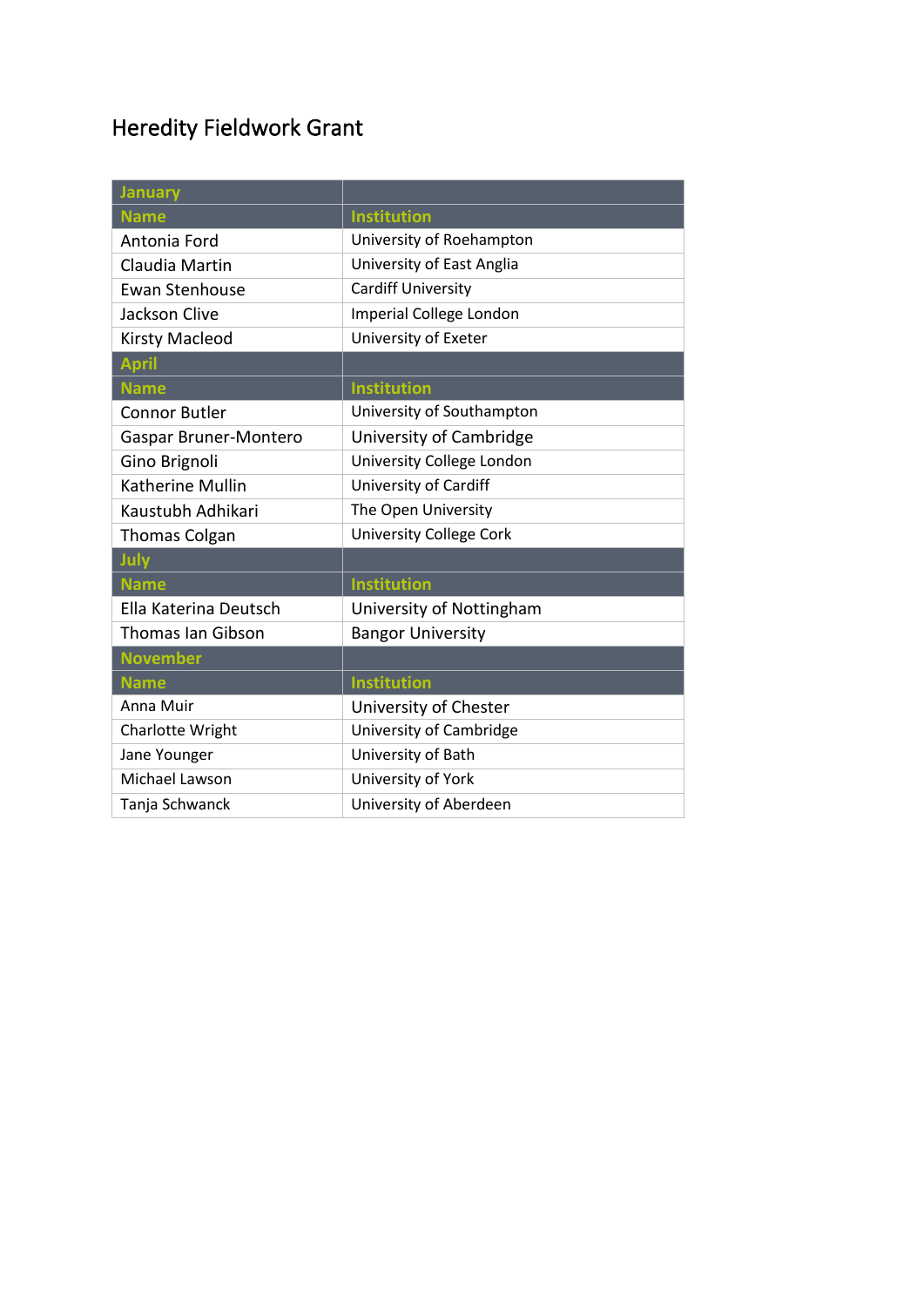# Heredity Fieldwork Grant

| January | |
|---|---|
| **Name** | **Institution** |
| Antonia Ford | University of Roehampton |
| Claudia Martin | University of East Anglia |
| Ewan Stenhouse | Cardiff University |
| Jackson Clive | Imperial College London |
| Kirsty Macleod | University of Exeter |
| **April** | |
| **Name** | **Institution** |
| Connor Butler | University of Southampton |
| Gaspar Bruner-Montero | University of Cambridge |
| Gino Brignoli | University College London |
| Katherine Mullin | University of Cardiff |
| Kaustubh Adhikari | The Open University |
| Thomas Colgan | University College Cork |
| **July** | |
| **Name** | **Institution** |
| Ella Katerina Deutsch | University of Nottingham |
| Thomas Ian Gibson | Bangor University |
| **November** | |
| **Name** | **Institution** |
| Anna Muir | University of Chester |
| Charlotte Wright | University of Cambridge |
| Jane Younger | University of Bath |
| Michael Lawson | University of York |
| Tanja Schwanck | University of Aberdeen |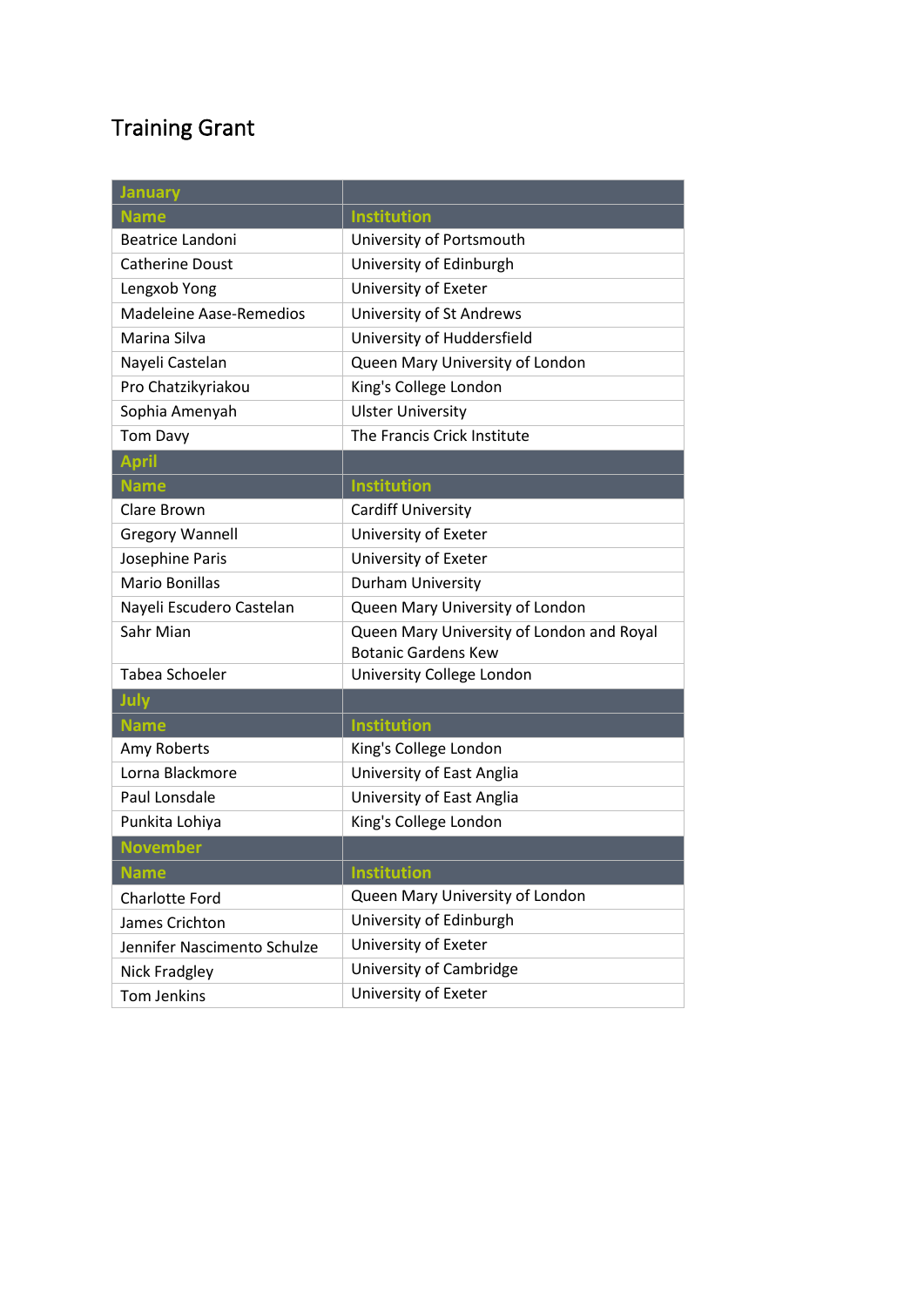# Training Grant

| January | |
|---|---|
| **Name** | **Institution** |
| Beatrice Landoni | University of Portsmouth |
| Catherine Doust | University of Edinburgh |
| Lengxob Yong | University of Exeter |
| Madeleine Aase-Remedios | University of St Andrews |
| Marina Silva | University of Huddersfield |
| Nayeli Castelan | Queen Mary University of London |
| Pro Chatzikyriakou | King's College London |
| Sophia Amenyah | Ulster University |
| Tom Davy | The Francis Crick Institute |
| **April** | |
| **Name** | **Institution** |
| Clare Brown | Cardiff University |
| Gregory Wannell | University of Exeter |
| Josephine Paris | University of Exeter |
| Mario Bonillas | Durham University |
| Nayeli Escudero Castelan | Queen Mary University of London |
| Sahr Mian | Queen Mary University of London and Royal Botanic Gardens Kew |
| Tabea Schoeler | University College London |
| **July** | |
| **Name** | **Institution** |
| Amy Roberts | King's College London |
| Lorna Blackmore | University of East Anglia |
| Paul Lonsdale | University of East Anglia |
| Punkita Lohiya | King's College London |
| **November** | |
| **Name** | **Institution** |
| Charlotte Ford | Queen Mary University of London |
| James Crichton | University of Edinburgh |
| Jennifer Nascimento Schulze | University of Exeter |
| Nick Fradgley | University of Cambridge |
| Tom Jenkins | University of Exeter |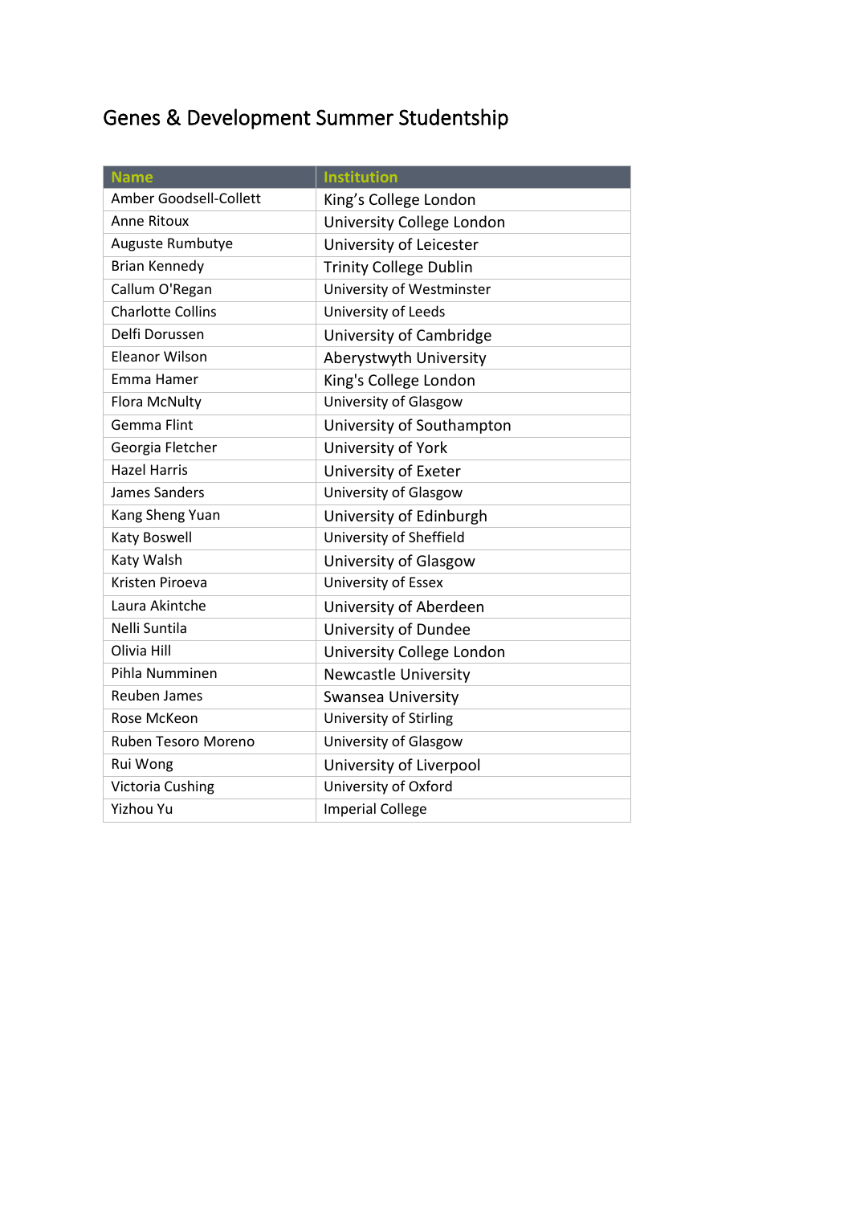# Genes & Development Summer Studentship

| Name | Institution |
| --- | --- |
| Amber Goodsell-Collett | King's College London |
| Anne Ritoux | University College London |
| Auguste Rumbutye | University of Leicester |
| Brian Kennedy | Trinity College Dublin |
| Callum O'Regan | University of Westminster |
| Charlotte Collins | University of Leeds |
| Delfi Dorussen | University of Cambridge |
| Eleanor Wilson | Aberystwyth University |
| Emma Hamer | King's College London |
| Flora McNulty | University of Glasgow |
| Gemma Flint | University of Southampton |
| Georgia Fletcher | University of York |
| Hazel Harris | University of Exeter |
| James Sanders | University of Glasgow |
| Kang Sheng Yuan | University of Edinburgh |
| Katy Boswell | University of Sheffield |
| Katy Walsh | University of Glasgow |
| Kristen Piroeva | University of Essex |
| Laura Akintche | University of Aberdeen |
| Nelli Suntila | University of Dundee |
| Olivia Hill | University College London |
| Pihla Numminen | Newcastle University |
| Reuben James | Swansea University |
| Rose McKeon | University of Stirling |
| Ruben Tesoro Moreno | University of Glasgow |
| Rui Wong | University of Liverpool |
| Victoria Cushing | University of Oxford |
| Yizhou Yu | Imperial College |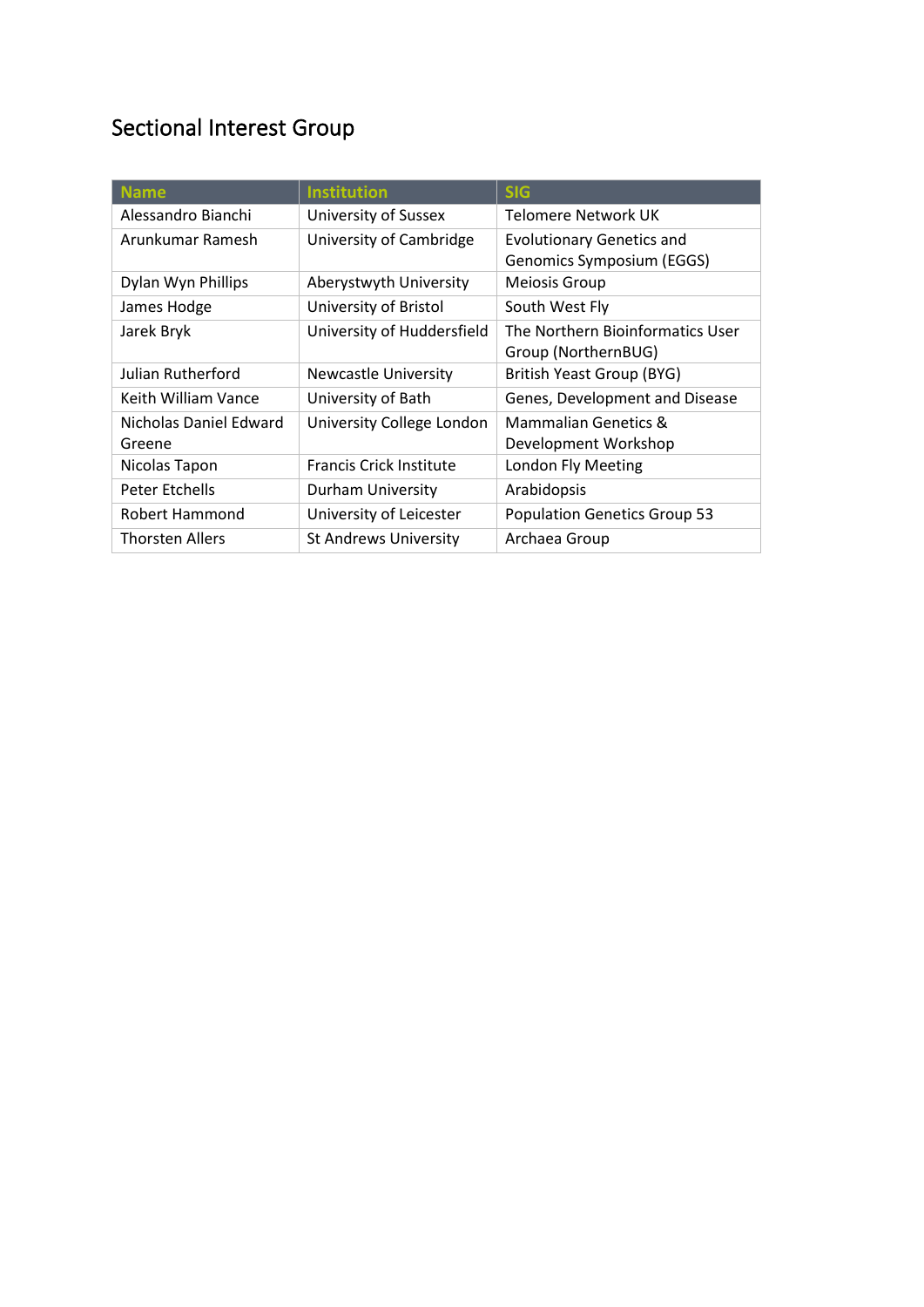## Sectional Interest Group

| Name | Institution | SIG |
| --- | --- | --- |
| Alessandro Bianchi | University of Sussex | Telomere Network UK |
| Arunkumar Ramesh | University of Cambridge | Evolutionary Genetics and Genomics Symposium (EGGS) |
| Dylan Wyn Phillips | Aberystwyth University | Meiosis Group |
| James Hodge | University of Bristol | South West Fly |
| Jarek Bryk | University of Huddersfield | The Northern Bioinformatics User Group (NorthernBUG) |
| Julian Rutherford | Newcastle University | British Yeast Group (BYG) |
| Keith William Vance | University of Bath | Genes, Development and Disease |
| Nicholas Daniel Edward Greene | University College London | Mammalian Genetics & Development Workshop |
| Nicolas Tapon | Francis Crick Institute | London Fly Meeting |
| Peter Etchells | Durham University | Arabidopsis |
| Robert Hammond | University of Leicester | Population Genetics Group 53 |
| Thorsten Allers | St Andrews University | Archaea Group |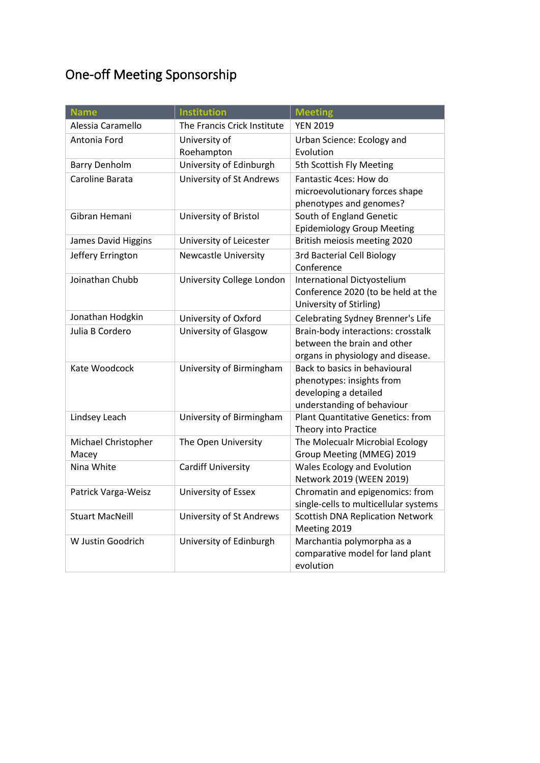## One-off Meeting Sponsorship

| Name | Institution | Meeting |
|---|---|---|
| Alessia Caramello | The Francis Crick Institute | YEN 2019 |
| Antonia Ford | University of Roehampton | Urban Science: Ecology and Evolution |
| Barry Denholm | University of Edinburgh | 5th Scottish Fly Meeting |
| Caroline Barata | University of St Andrews | Fantastic 4ces: How do microevolutionary forces shape phenotypes and genomes? |
| Gibran Hemani | University of Bristol | South of England Genetic Epidemiology Group Meeting |
| James David Higgins | University of Leicester | British meiosis meeting 2020 |
| Jeffery Errington | Newcastle University | 3rd Bacterial Cell Biology Conference |
| Joinathan Chubb | University College London | International Dictyostelium Conference 2020 (to be held at the University of Stirling) |
| Jonathan Hodgkin | University of Oxford | Celebrating Sydney Brenner's Life |
| Julia B Cordero | University of Glasgow | Brain-body interactions: crosstalk between the brain and other organs in physiology and disease. |
| Kate Woodcock | University of Birmingham | Back to basics in behavioural phenotypes: insights from developing a detailed understanding of behaviour |
| Lindsey Leach | University of Birmingham | Plant Quantitative Genetics: from Theory into Practice |
| Michael Christopher Macey | The Open University | The Molecualr Microbial Ecology Group Meeting (MMEG) 2019 |
| Nina White | Cardiff University | Wales Ecology and Evolution Network 2019 (WEEN 2019) |
| Patrick Varga-Weisz | University of Essex | Chromatin and epigenomics: from single-cells to multicellular systems |
| Stuart MacNeill | University of St Andrews | Scottish DNA Replication Network Meeting 2019 |
| W Justin Goodrich | University of Edinburgh | Marchantia polymorpha as a comparative model for land plant evolution |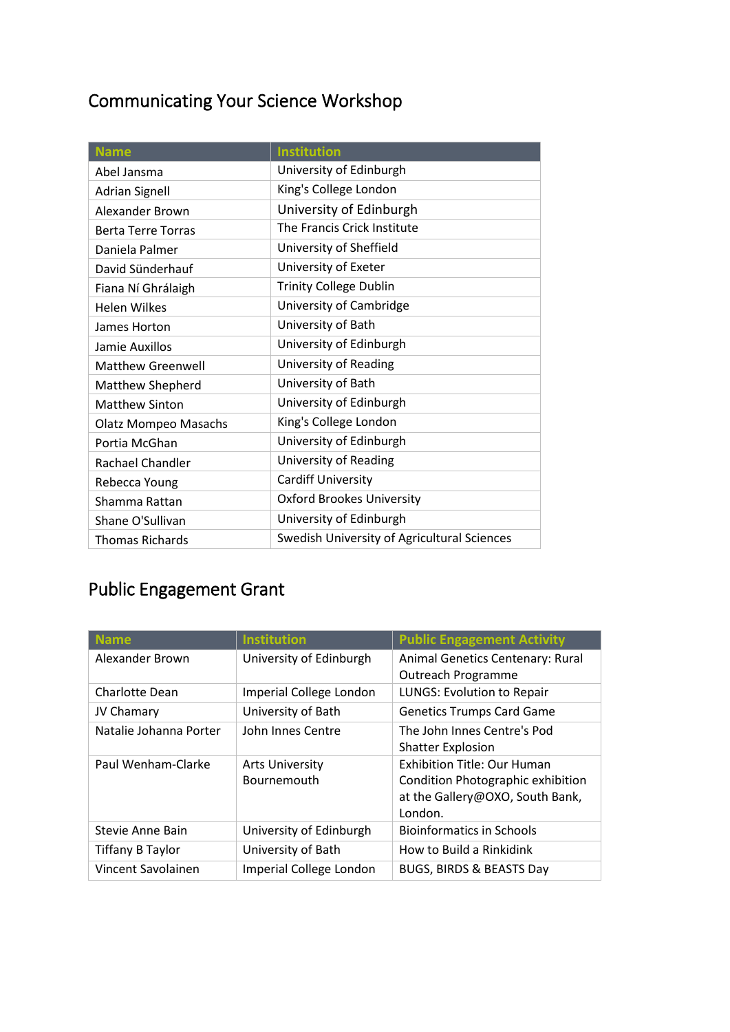## Communicating Your Science Workshop

| Name | Institution |
|---|---|
| Abel Jansma | University of Edinburgh |
| Adrian Signell | King's College London |
| Alexander Brown | University of Edinburgh |
| Berta Terre Torras | The Francis Crick Institute |
| Daniela Palmer | University of Sheffield |
| David Sünderhauf | University of Exeter |
| Fiana Ní Ghrálaigh | Trinity College Dublin |
| Helen Wilkes | University of Cambridge |
| James Horton | University of Bath |
| Jamie Auxillos | University of Edinburgh |
| Matthew Greenwell | University of Reading |
| Matthew Shepherd | University of Bath |
| Matthew Sinton | University of Edinburgh |
| Olatz Mompeo Masachs | King's College London |
| Portia McGhan | University of Edinburgh |
| Rachael Chandler | University of Reading |
| Rebecca Young | Cardiff University |
| Shamma Rattan | Oxford Brookes University |
| Shane O'Sullivan | University of Edinburgh |
| Thomas Richards | Swedish University of Agricultural Sciences |

## Public Engagement Grant

| Name | Institution | Public Engagement Activity |
|---|---|---|
| Alexander Brown | University of Edinburgh | Animal Genetics Centenary: Rural Outreach Programme |
| Charlotte Dean | Imperial College London | LUNGS: Evolution to Repair |
| JV Chamary | University of Bath | Genetics Trumps Card Game |
| Natalie Johanna Porter | John Innes Centre | The John Innes Centre's Pod Shatter Explosion |
| Paul Wenham-Clarke | Arts University Bournemouth | Exhibition Title: Our Human Condition Photographic exhibition at the Gallery@OXO, South Bank, London. |
| Stevie Anne Bain | University of Edinburgh | Bioinformatics in Schools |
| Tiffany B Taylor | University of Bath | How to Build a Rinkidink |
| Vincent Savolainen | Imperial College London | BUGS, BIRDS & BEASTS Day |